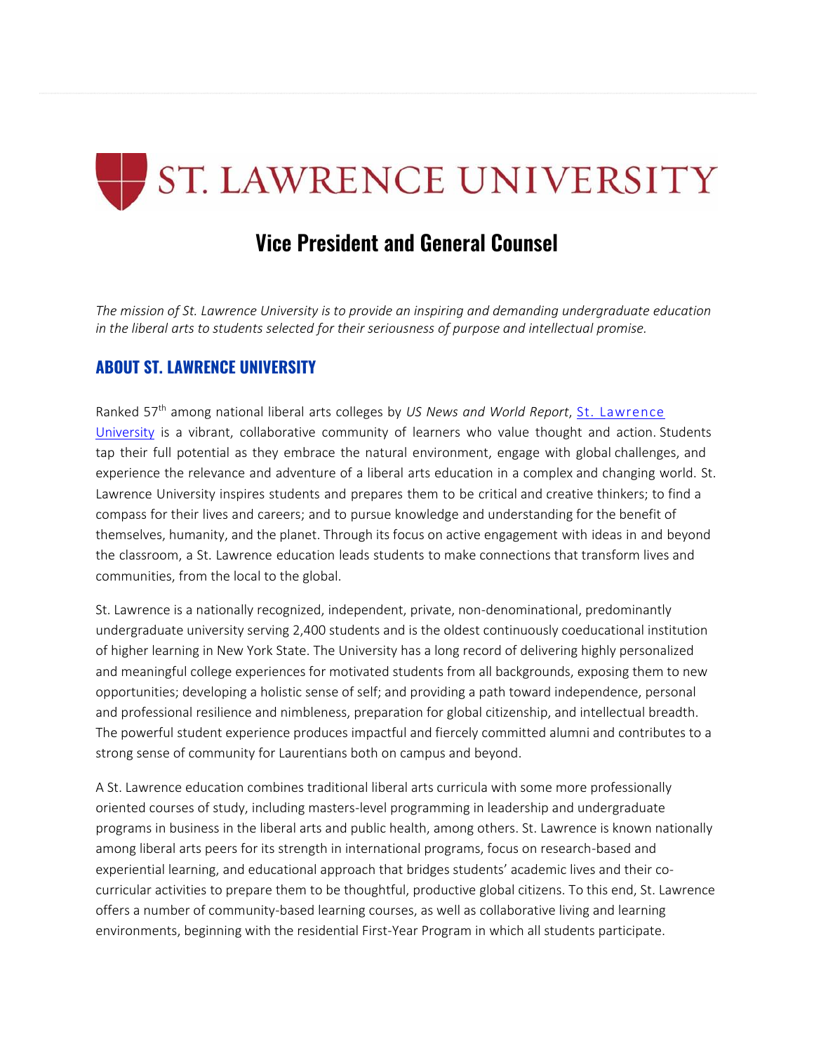# ST. LAWRENCE UNIVERSITY

## Vice President and General Counsel

*The mission of St. Lawrence University is to provide an inspiring and demanding undergraduate education in the liberal arts to students selected for their seriousness of purpose and intellectual promise.*

### ABOUT ST. LAWRENCE UNIVERSITY

Ranked 57th among national liberal arts colleges by *US News and World Report*, [St. Lawrence University](St. Lawrence University) is a vibrant, collaborative community of learners who value thought and action. Students tap their full potential as they embrace the natural environment, engage with global challenges, and experience the relevance and adventure of a liberal arts education in a complex and changing world. St. Lawrence University inspires students and prepares them to be critical and creative thinkers; to find a compass for their lives and careers; and to pursue knowledge and understanding for the benefit of themselves, humanity, and the planet. Through its focus on active engagement with ideas in and beyond the classroom, a St. Lawrence education leads students to make connections that transform lives and communities, from the local to the global.

St. Lawrence is a nationally recognized, independent, private, non-denominational, predominantly undergraduate university serving 2,400 students and is the oldest continuously coeducational institution of higher learning in New York State. The University has a long record of delivering highly personalized and meaningful college experiences for motivated students from all backgrounds, exposing them to new opportunities; developing a holistic sense of self; and providing a path toward independence, personal and professional resilience and nimbleness, preparation for global citizenship, and intellectual breadth. The powerful student experience produces impactful and fiercely committed alumni and contributes to a strong sense of community for Laurentians both on campus and beyond.

A St. Lawrence education combines traditional liberal arts curricula with some more professionally oriented courses of study, including masters-level programming in leadership and undergraduate programs in business in the liberal arts and public health, among others. St. Lawrence is known nationally among liberal arts peers for its strength in international programs, focus on research-based and experiential learning, and educational approach that bridges students' academic lives and their co-curricular activities to prepare them to be thoughtful, productive global citizens. To this end, St. Lawrence offers a number of community-based learning courses, as well as collaborative living and learning environments, beginning with the residential First-Year Program in which all students participate.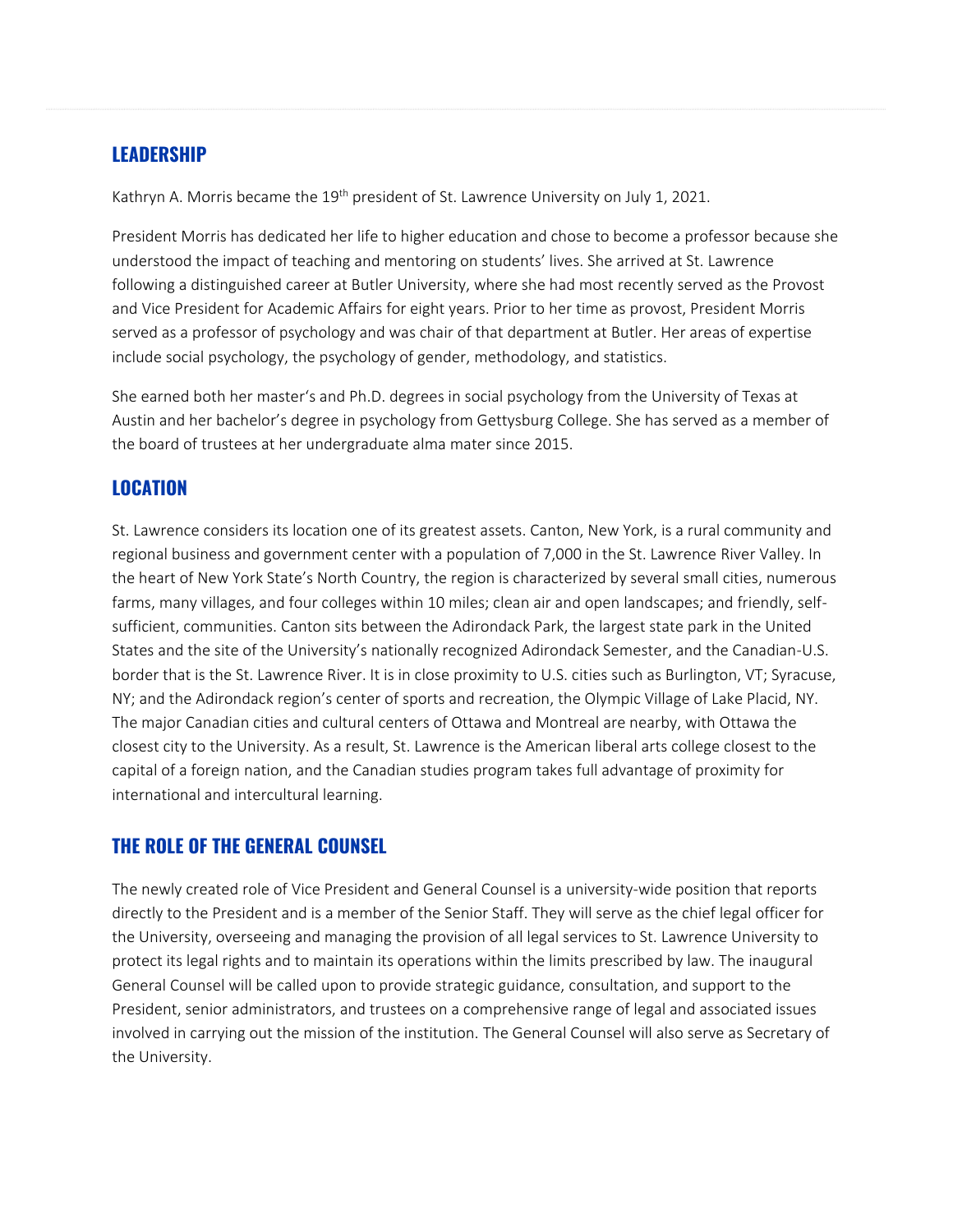## LEADERSHIP

Kathryn A. Morris became the 19th president of St. Lawrence University on July 1, 2021.

President Morris has dedicated her life to higher education and chose to become a professor because she understood the impact of teaching and mentoring on students' lives. She arrived at St. Lawrence following a distinguished career at Butler University, where she had most recently served as the Provost and Vice President for Academic Affairs for eight years. Prior to her time as provost, President Morris served as a professor of psychology and was chair of that department at Butler. Her areas of expertise include social psychology, the psychology of gender, methodology, and statistics.

She earned both her master's and Ph.D. degrees in social psychology from the University of Texas at Austin and her bachelor's degree in psychology from Gettysburg College. She has served as a member of the board of trustees at her undergraduate alma mater since 2015.

## LOCATION

St. Lawrence considers its location one of its greatest assets. Canton, New York, is a rural community and regional business and government center with a population of 7,000 in the St. Lawrence River Valley. In the heart of New York State's North Country, the region is characterized by several small cities, numerous farms, many villages, and four colleges within 10 miles; clean air and open landscapes; and friendly, self-sufficient, communities. Canton sits between the Adirondack Park, the largest state park in the United States and the site of the University's nationally recognized Adirondack Semester, and the Canadian-U.S. border that is the St. Lawrence River. It is in close proximity to U.S. cities such as Burlington, VT; Syracuse, NY; and the Adirondack region's center of sports and recreation, the Olympic Village of Lake Placid, NY. The major Canadian cities and cultural centers of Ottawa and Montreal are nearby, with Ottawa the closest city to the University. As a result, St. Lawrence is the American liberal arts college closest to the capital of a foreign nation, and the Canadian studies program takes full advantage of proximity for international and intercultural learning.

## THE ROLE OF THE GENERAL COUNSEL

The newly created role of Vice President and General Counsel is a university-wide position that reports directly to the President and is a member of the Senior Staff. They will serve as the chief legal officer for the University, overseeing and managing the provision of all legal services to St. Lawrence University to protect its legal rights and to maintain its operations within the limits prescribed by law. The inaugural General Counsel will be called upon to provide strategic guidance, consultation, and support to the President, senior administrators, and trustees on a comprehensive range of legal and associated issues involved in carrying out the mission of the institution. The General Counsel will also serve as Secretary of the University.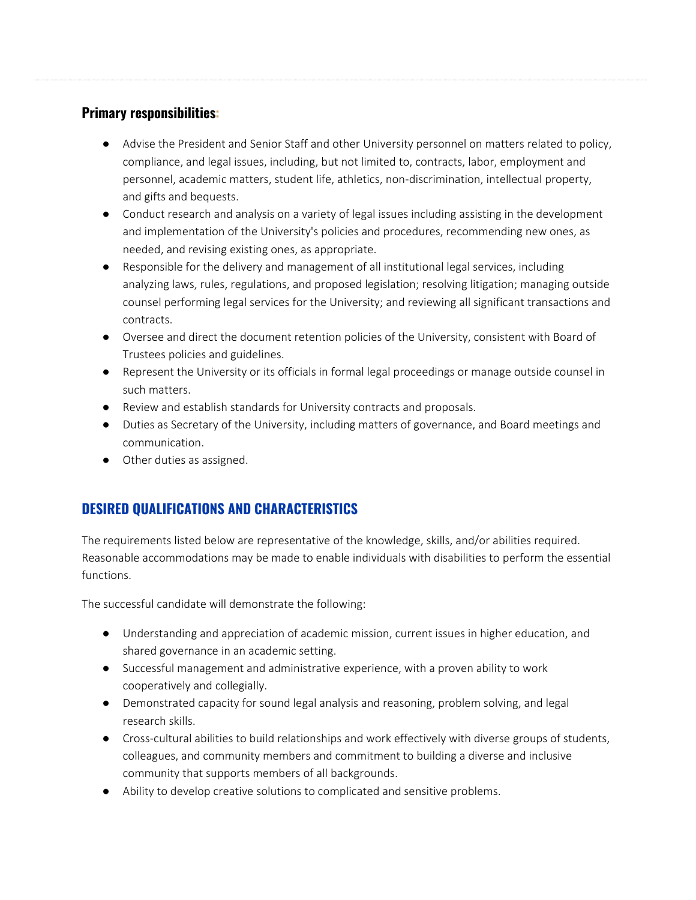### **Primary responsibilities:**

- Advise the President and Senior Staff and other University personnel on matters related to policy, compliance, and legal issues, including, but not limited to, contracts, labor, employment and personnel, academic matters, student life, athletics, non-discrimination, intellectual property, and gifts and bequests.
- Conduct research and analysis on a variety of legal issues including assisting in the development and implementation of the University's policies and procedures, recommending new ones, as needed, and revising existing ones, as appropriate.
- Responsible for the delivery and management of all institutional legal services, including analyzing laws, rules, regulations, and proposed legislation; resolving litigation; managing outside counsel performing legal services for the University; and reviewing all significant transactions and contracts.
- Oversee and direct the document retention policies of the University, consistent with Board of Trustees policies and guidelines.
- Represent the University or its officials in formal legal proceedings or manage outside counsel in such matters.
- Review and establish standards for University contracts and proposals.
- Duties as Secretary of the University, including matters of governance, and Board meetings and communication.
- Other duties as assigned.

## **DESIRED QUALIFICATIONS AND CHARACTERISTICS**

The requirements listed below are representative of the knowledge, skills, and/or abilities required. Reasonable accommodations may be made to enable individuals with disabilities to perform the essential functions.

The successful candidate will demonstrate the following:

- Understanding and appreciation of academic mission, current issues in higher education, and shared governance in an academic setting.
- Successful management and administrative experience, with a proven ability to work cooperatively and collegially.
- Demonstrated capacity for sound legal analysis and reasoning, problem solving, and legal research skills.
- Cross-cultural abilities to build relationships and work effectively with diverse groups of students, colleagues, and community members and commitment to building a diverse and inclusive community that supports members of all backgrounds.
- Ability to develop creative solutions to complicated and sensitive problems.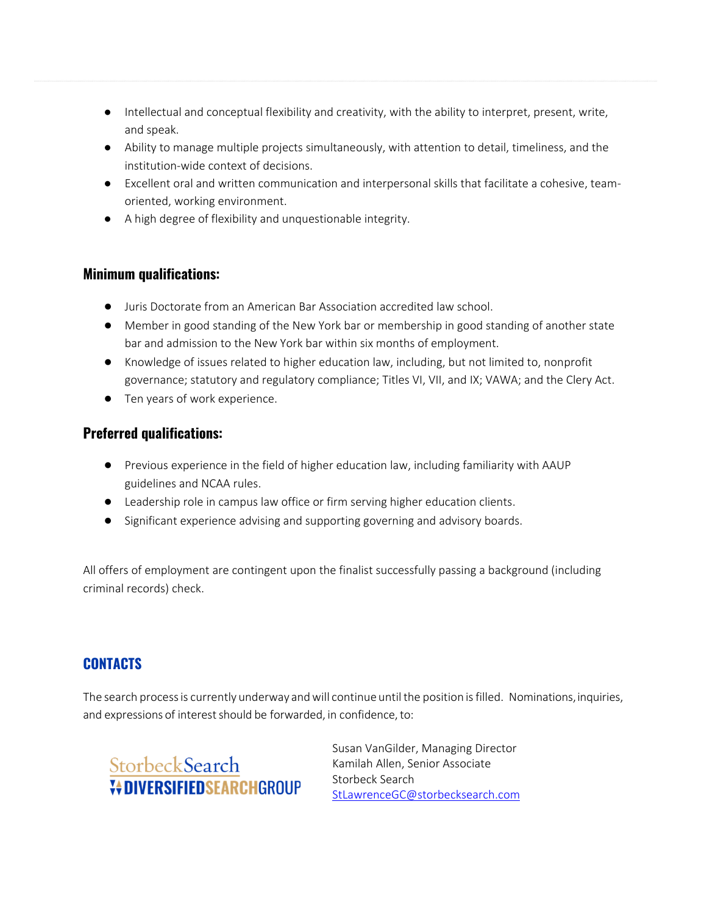- Intellectual and conceptual flexibility and creativity, with the ability to interpret, present, write, and speak.
- Ability to manage multiple projects simultaneously, with attention to detail, timeliness, and the institution-wide context of decisions.
- Excellent oral and written communication and interpersonal skills that facilitate a cohesive, team-oriented, working environment.
- A high degree of flexibility and unquestionable integrity.

### Minimum qualifications:

- Juris Doctorate from an American Bar Association accredited law school.
- Member in good standing of the New York bar or membership in good standing of another state bar and admission to the New York bar within six months of employment.
- Knowledge of issues related to higher education law, including, but not limited to, nonprofit governance; statutory and regulatory compliance; Titles VI, VII, and IX; VAWA; and the Clery Act.
- Ten years of work experience.

### Preferred qualifications:

- Previous experience in the field of higher education law, including familiarity with AAUP guidelines and NCAA rules.
- Leadership role in campus law office or firm serving higher education clients.
- Significant experience advising and supporting governing and advisory boards.

All offers of employment are contingent upon the finalist successfully passing a background (including criminal records) check.

## CONTACTS

The search process is currently underway and will continue until the position is filled. Nominations, inquiries, and expressions of interest should be forwarded, in confidence, to:

StorbeckSearch
DIVERSIFIEDSEARCHGROUP

Susan VanGilder, Managing Director
Kamilah Allen, Senior Associate
Storbeck Search
StLawrenceGC@storbecksearch.com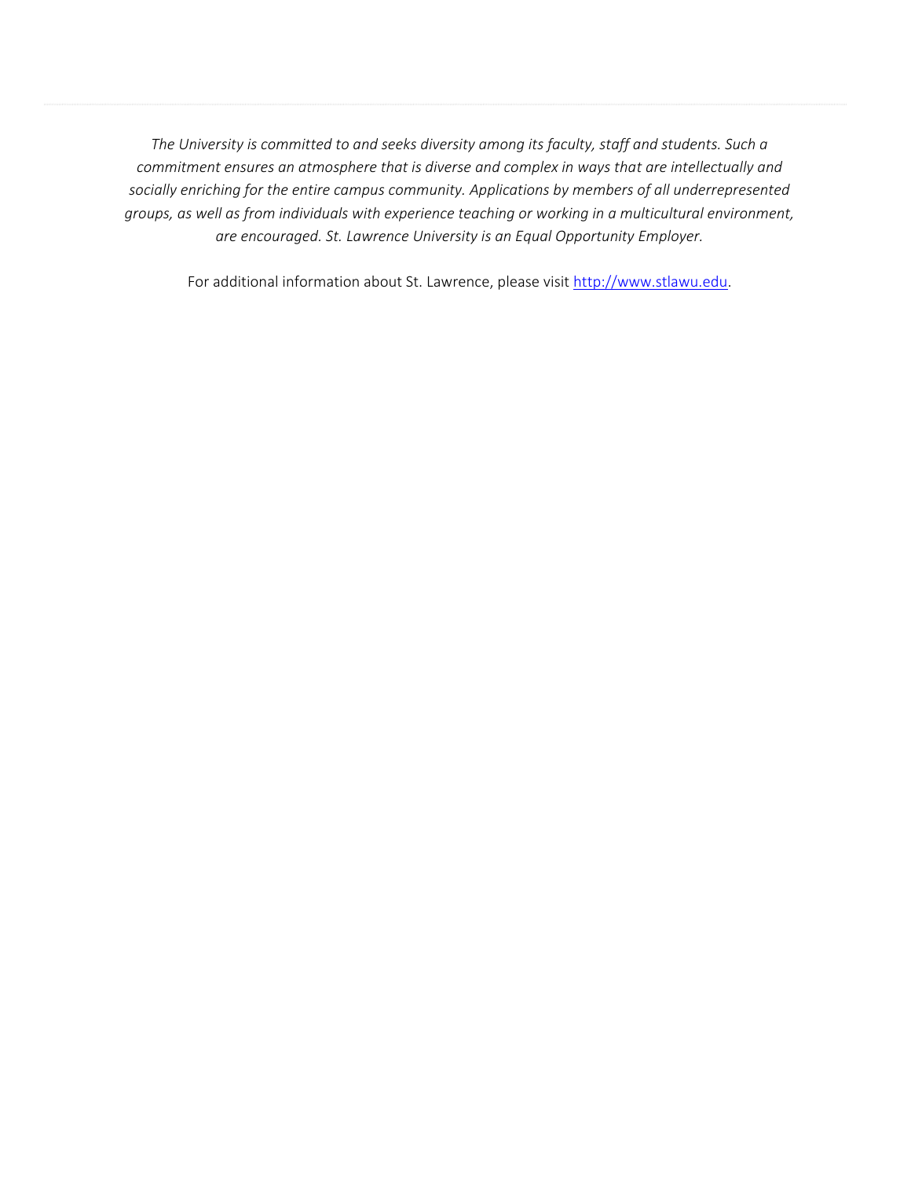---

*The University is committed to and seeks diversity among its faculty, staff and students. Such a commitment ensures an atmosphere that is diverse and complex in ways that are intellectually and socially enriching for the entire campus community. Applications by members of all underrepresented groups, as well as from individuals with experience teaching or working in a multicultural environment, are encouraged. St. Lawrence University is an Equal Opportunity Employer.*

For additional information about St. Lawrence, please visit [http://www.stlawu.edu](http://www.stlawu.edu).